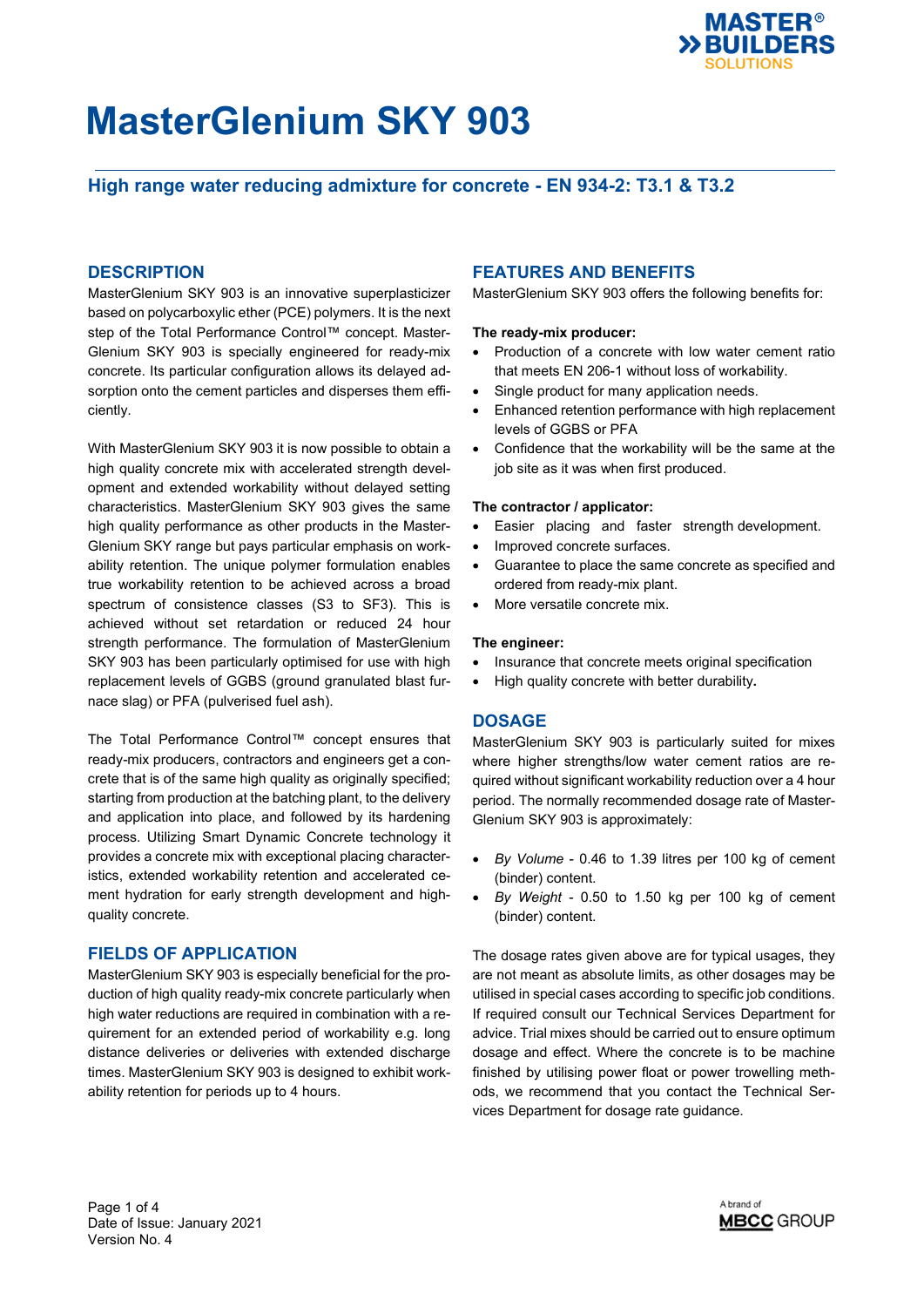# MasterGlenium SKY 903

## High range water reducing admixture for concrete - EN 934-2: T3.1 & T3.2

## DESCRIPTION

MasterGlenium SKY 903 is an innovative superplasticizer based on polycarboxylic ether (PCE) polymers. It is the next step of the Total Performance Control™ concept. MasterGlenium SKY 903 is specially engineered for ready-mix concrete. Its particular configuration allows its delayed adsorption onto the cement particles and disperses them efficiently.

With MasterGlenium SKY 903 it is now possible to obtain a high quality concrete mix with accelerated strength development and extended workability without delayed setting characteristics. MasterGlenium SKY 903 gives the same high quality performance as other products in the MasterGlenium SKY range but pays particular emphasis on workability retention. The unique polymer formulation enables true workability retention to be achieved across a broad spectrum of consistence classes (S3 to SF3). This is achieved without set retardation or reduced 24 hour strength performance. The formulation of MasterGlenium SKY 903 has been particularly optimised for use with high replacement levels of GGBS (ground granulated blast furnace slag) or PFA (pulverised fuel ash).

The Total Performance Control™ concept ensures that ready-mix producers, contractors and engineers get a concrete that is of the same high quality as originally specified; starting from production at the batching plant, to the delivery and application into place, and followed by its hardening process. Utilizing Smart Dynamic Concrete technology it provides a concrete mix with exceptional placing characteristics, extended workability retention and accelerated cement hydration for early strength development and high-quality concrete.

## FIELDS OF APPLICATION

MasterGlenium SKY 903 is especially beneficial for the production of high quality ready-mix concrete particularly when high water reductions are required in combination with a requirement for an extended period of workability e.g. long distance deliveries or deliveries with extended discharge times. MasterGlenium SKY 903 is designed to exhibit workability retention for periods up to 4 hours.

## FEATURES AND BENEFITS

MasterGlenium SKY 903 offers the following benefits for:

**The ready-mix producer:**

- Production of a concrete with low water cement ratio that meets EN 206-1 without loss of workability.
- Single product for many application needs.
- Enhanced retention performance with high replacement levels of GGBS or PFA
- Confidence that the workability will be the same at the job site as it was when first produced.

**The contractor / applicator:**

- Easier placing and faster strength development.
- Improved concrete surfaces.
- Guarantee to place the same concrete as specified and ordered from ready-mix plant.
- More versatile concrete mix.

**The engineer:**

- Insurance that concrete meets original specification
- High quality concrete with better durability.

## DOSAGE

MasterGlenium SKY 903 is particularly suited for mixes where higher strengths/low water cement ratios are required without significant workability reduction over a 4 hour period. The normally recommended dosage rate of MasterGlenium SKY 903 is approximately:

- *By Volume* - 0.46 to 1.39 litres per 100 kg of cement (binder) content.
- *By Weight* - 0.50 to 1.50 kg per 100 kg of cement (binder) content.

The dosage rates given above are for typical usages, they are not meant as absolute limits, as other dosages may be utilised in special cases according to specific job conditions. If required consult our Technical Services Department for advice. Trial mixes should be carried out to ensure optimum dosage and effect. Where the concrete is to be machine finished by utilising power float or power trowelling methods, we recommend that you contact the Technical Services Department for dosage rate guidance.

Date of Issue: January 2021
Version No. 4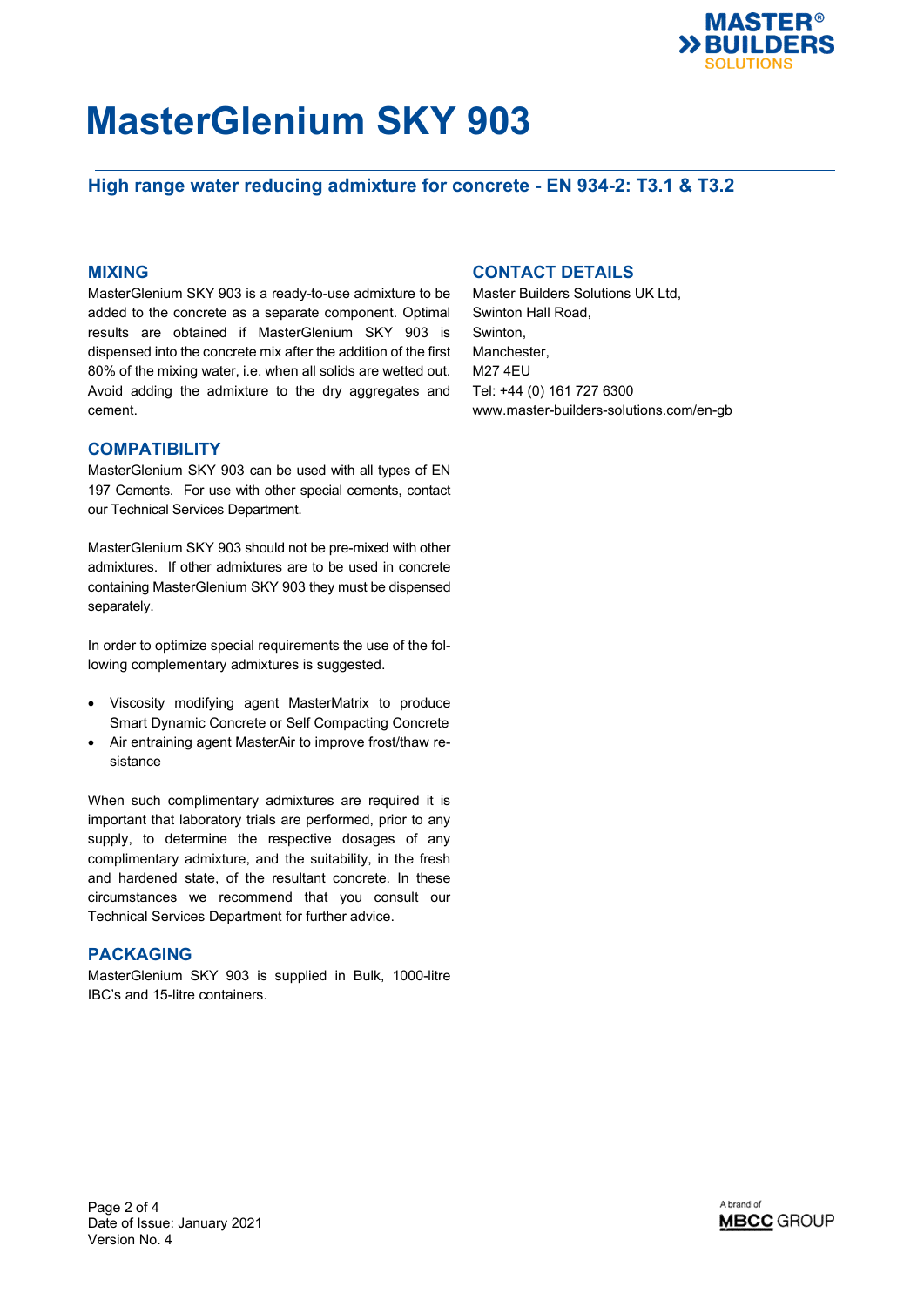# MasterGlenium SKY 903

## High range water reducing admixture for concrete - EN 934-2: T3.1 & T3.2

### MIXING

MasterGlenium SKY 903 is a ready-to-use admixture to be added to the concrete as a separate component. Optimal results are obtained if MasterGlenium SKY 903 is dispensed into the concrete mix after the addition of the first 80% of the mixing water, i.e. when all solids are wetted out. Avoid adding the admixture to the dry aggregates and cement.

### COMPATIBILITY

MasterGlenium SKY 903 can be used with all types of EN 197 Cements. For use with other special cements, contact our Technical Services Department.

MasterGlenium SKY 903 should not be pre-mixed with other admixtures. If other admixtures are to be used in concrete containing MasterGlenium SKY 903 they must be dispensed separately.

In order to optimize special requirements the use of the following complementary admixtures is suggested.

- Viscosity modifying agent MasterMatrix to produce Smart Dynamic Concrete or Self Compacting Concrete
- Air entraining agent MasterAir to improve frost/thaw resistance

When such complimentary admixtures are required it is important that laboratory trials are performed, prior to any supply, to determine the respective dosages of any complimentary admixture, and the suitability, in the fresh and hardened state, of the resultant concrete. In these circumstances we recommend that you consult our Technical Services Department for further advice.

### PACKAGING

MasterGlenium SKY 903 is supplied in Bulk, 1000-litre IBC's and 15-litre containers.

### CONTACT DETAILS

Master Builders Solutions UK Ltd,
Swinton Hall Road,
Swinton,
Manchester,
M27 4EU
Tel: +44 (0) 161 727 6300
www.master-builders-solutions.com/en-gb

Date of Issue: January 2021
Version No. 4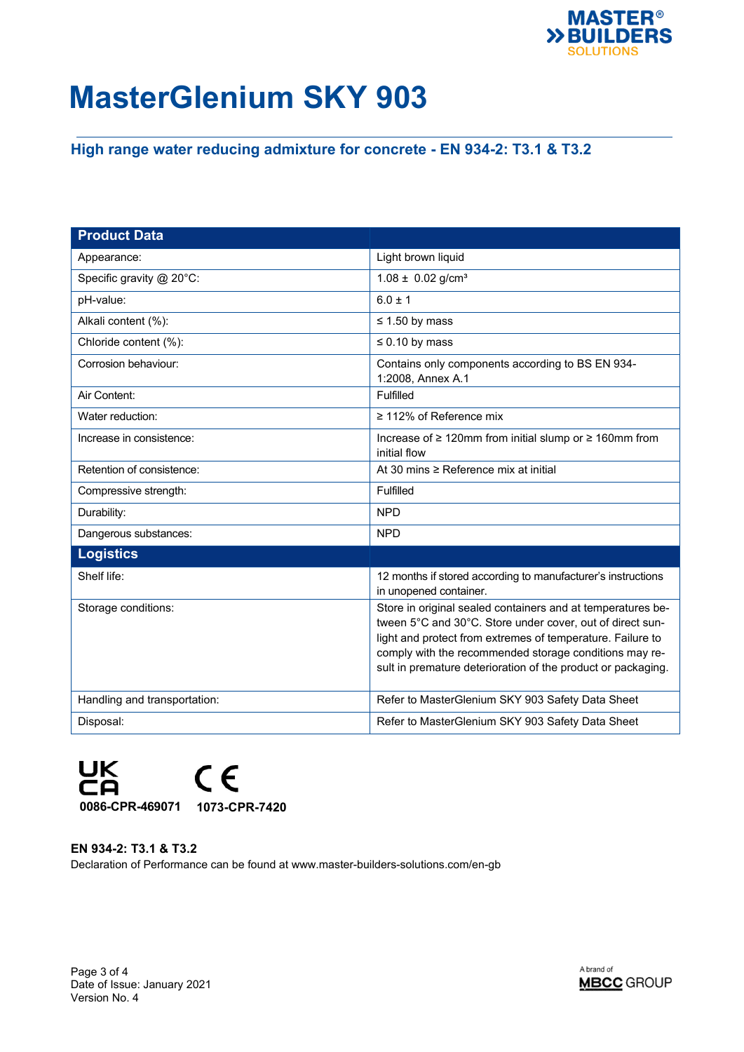# MasterGlenium SKY 903

## High range water reducing admixture for concrete - EN 934-2: T3.1 & T3.2

| **Product Data** | |
|---|---|
| Appearance: | Light brown liquid |
| Specific gravity @ 20°C: | 1.08 ± 0.02 g/cm³ |
| pH-value: | 6.0 ± 1 |
| Alkali content (%): | ≤ 1.50 by mass |
| Chloride content (%): | ≤ 0.10 by mass |
| Corrosion behaviour: | Contains only components according to BS EN 934-1:2008, Annex A.1 |
| Air Content: | Fulfilled |
| Water reduction: | ≥ 112% of Reference mix |
| Increase in consistence: | Increase of ≥ 120mm from initial slump or ≥ 160mm from initial flow |
| Retention of consistence: | At 30 mins ≥ Reference mix at initial |
| Compressive strength: | Fulfilled |
| Durability: | NPD |
| Dangerous substances: | NPD |
| **Logistics** | |
| Shelf life: | 12 months if stored according to manufacturer's instructions in unopened container. |
| Storage conditions: | Store in original sealed containers and at temperatures between 5°C and 30°C. Store under cover, out of direct sunlight and protect from extremes of temperature. Failure to comply with the recommended storage conditions may result in premature deterioration of the product or packaging. |
| Handling and transportation: | Refer to MasterGlenium SKY 903 Safety Data Sheet |
| Disposal: | Refer to MasterGlenium SKY 903 Safety Data Sheet |

UKCA **0086-CPR-469071** CE **1073-CPR-7420**

**EN 934-2: T3.1 & T3.2**

Declaration of Performance can be found at www.master-builders-solutions.com/en-gb

Date of Issue: January 2021
Version No. 4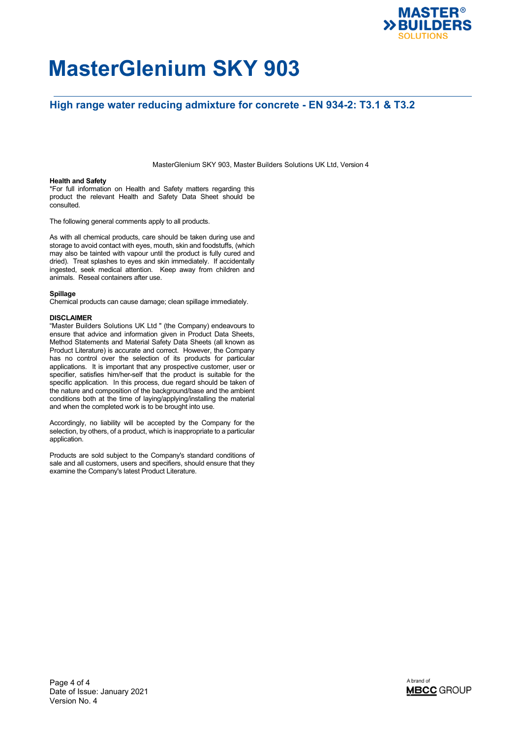# MasterGlenium SKY 903

## High range water reducing admixture for concrete - EN 934-2: T3.1 & T3.2

MasterGlenium SKY 903, Master Builders Solutions UK Ltd, Version 4

**Health and Safety**
*For full information on Health and Safety matters regarding this product the relevant Health and Safety Data Sheet should be consulted.

The following general comments apply to all products.

As with all chemical products, care should be taken during use and storage to avoid contact with eyes, mouth, skin and foodstuffs, (which may also be tainted with vapour until the product is fully cured and dried). Treat splashes to eyes and skin immediately. If accidentally ingested, seek medical attention. Keep away from children and animals. Reseal containers after use.

**Spillage**
Chemical products can cause damage; clean spillage immediately.

**DISCLAIMER**
"Master Builders Solutions UK Ltd " (the Company) endeavours to ensure that advice and information given in Product Data Sheets, Method Statements and Material Safety Data Sheets (all known as Product Literature) is accurate and correct. However, the Company has no control over the selection of its products for particular applications. It is important that any prospective customer, user or specifier, satisfies him/her-self that the product is suitable for the specific application. In this process, due regard should be taken of the nature and composition of the background/base and the ambient conditions both at the time of laying/applying/installing the material and when the completed work is to be brought into use.

Accordingly, no liability will be accepted by the Company for the selection, by others, of a product, which is inappropriate to a particular application.

Products are sold subject to the Company's standard conditions of sale and all customers, users and specifiers, should ensure that they examine the Company's latest Product Literature.

Date of Issue: January 2021
Version No. 4